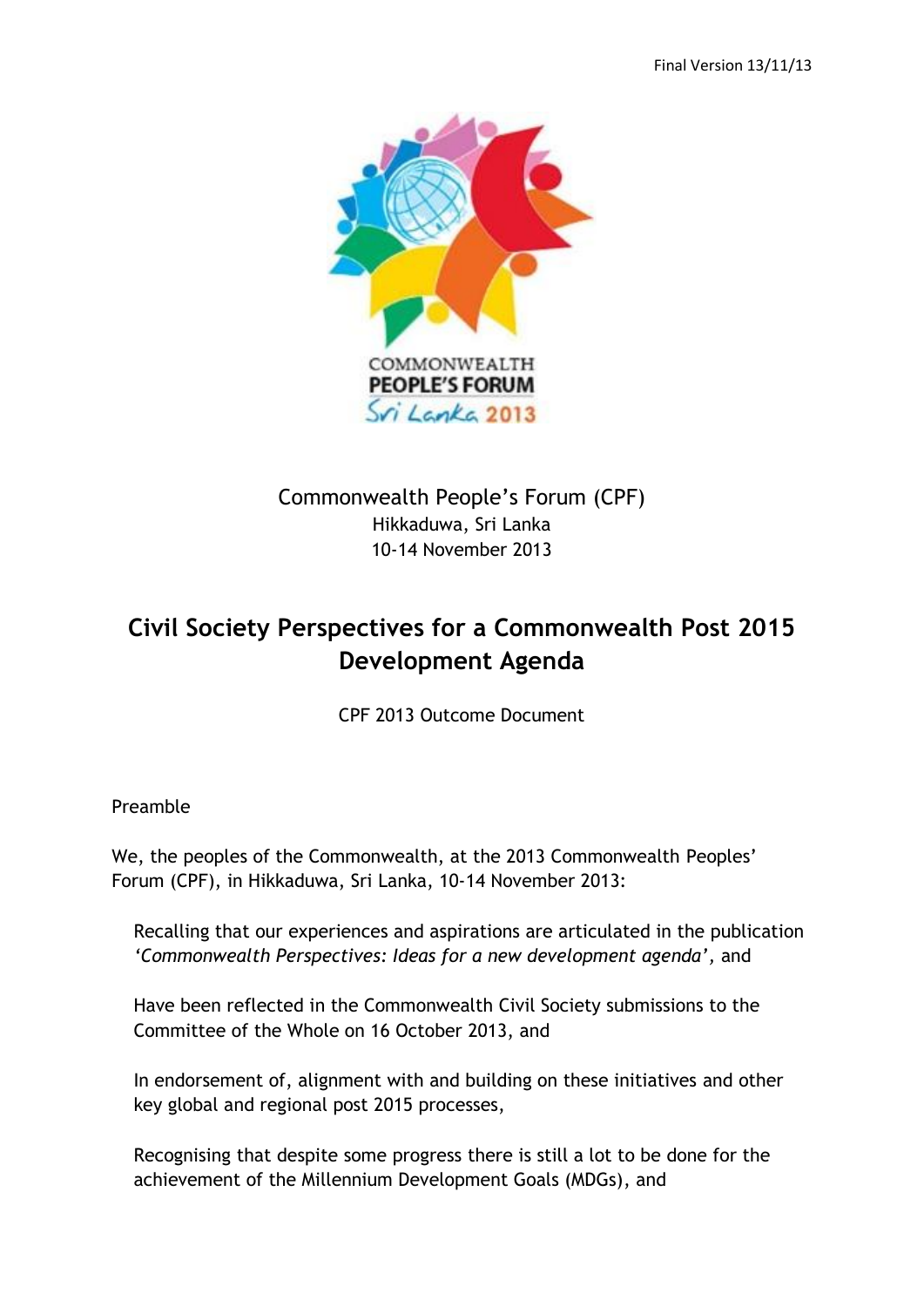Final Version 13/11/13

COMMONWEALTH PEOPLE'S FORUM Sri Lanka 2013

Commonwealth People's Forum (CPF)
Hikkaduwa, Sri Lanka
10-14 November 2013

# Civil Society Perspectives for a Commonwealth Post 2015 Development Agenda

CPF 2013 Outcome Document

Preamble

We, the peoples of the Commonwealth, at the 2013 Commonwealth Peoples' Forum (CPF), in Hikkaduwa, Sri Lanka, 10-14 November 2013:

Recalling that our experiences and aspirations are articulated in the publication *'Commonwealth Perspectives: Ideas for a new development agenda',* and

Have been reflected in the Commonwealth Civil Society submissions to the Committee of the Whole on 16 October 2013, and

In endorsement of, alignment with and building on these initiatives and other key global and regional post 2015 processes,

Recognising that despite some progress there is still a lot to be done for the achievement of the Millennium Development Goals (MDGs), and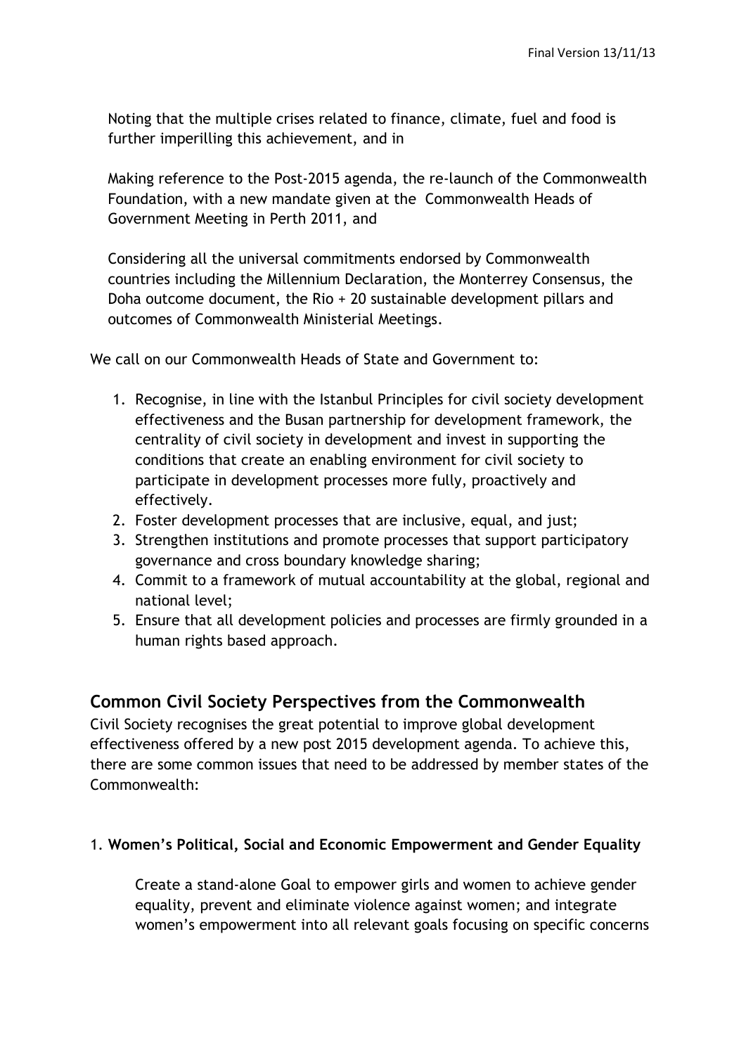Noting that the multiple crises related to finance, climate, fuel and food is further imperilling this achievement, and in

Making reference to the Post-2015 agenda, the re-launch of the Commonwealth Foundation, with a new mandate given at the Commonwealth Heads of Government Meeting in Perth 2011, and

Considering all the universal commitments endorsed by Commonwealth countries including the Millennium Declaration, the Monterrey Consensus, the Doha outcome document, the Rio + 20 sustainable development pillars and outcomes of Commonwealth Ministerial Meetings.

We call on our Commonwealth Heads of State and Government to:

1. Recognise, in line with the Istanbul Principles for civil society development effectiveness and the Busan partnership for development framework, the centrality of civil society in development and invest in supporting the conditions that create an enabling environment for civil society to participate in development processes more fully, proactively and effectively.
2. Foster development processes that are inclusive, equal, and just;
3. Strengthen institutions and promote processes that support participatory governance and cross boundary knowledge sharing;
4. Commit to a framework of mutual accountability at the global, regional and national level;
5. Ensure that all development policies and processes are firmly grounded in a human rights based approach.

## Common Civil Society Perspectives from the Commonwealth

Civil Society recognises the great potential to improve global development effectiveness offered by a new post 2015 development agenda. To achieve this, there are some common issues that need to be addressed by member states of the Commonwealth:

1. **Women's Political, Social and Economic Empowerment and Gender Equality**

   Create a stand-alone Goal to empower girls and women to achieve gender equality, prevent and eliminate violence against women; and integrate women's empowerment into all relevant goals focusing on specific concerns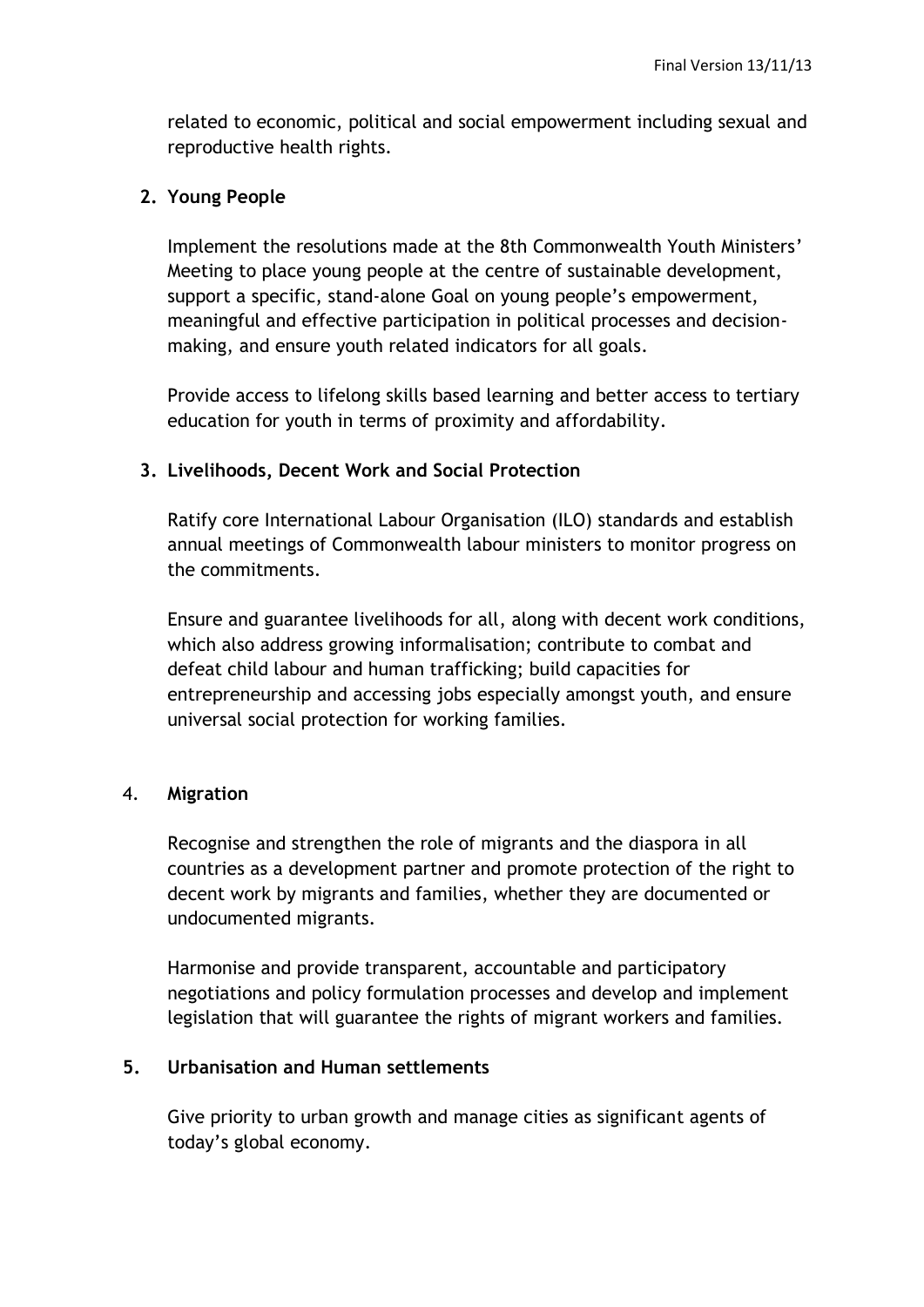related to economic, political and social empowerment including sexual and reproductive health rights.

**2. Young People**

Implement the resolutions made at the 8th Commonwealth Youth Ministers' Meeting to place young people at the centre of sustainable development, support a specific, stand-alone Goal on young people's empowerment, meaningful and effective participation in political processes and decision-making, and ensure youth related indicators for all goals.

Provide access to lifelong skills based learning and better access to tertiary education for youth in terms of proximity and affordability.

**3. Livelihoods, Decent Work and Social Protection**

Ratify core International Labour Organisation (ILO) standards and establish annual meetings of Commonwealth labour ministers to monitor progress on the commitments.

Ensure and guarantee livelihoods for all, along with decent work conditions, which also address growing informalisation; contribute to combat and defeat child labour and human trafficking; build capacities for entrepreneurship and accessing jobs especially amongst youth, and ensure universal social protection for working families.

4. **Migration**

Recognise and strengthen the role of migrants and the diaspora in all countries as a development partner and promote protection of the right to decent work by migrants and families, whether they are documented or undocumented migrants.

Harmonise and provide transparent, accountable and participatory negotiations and policy formulation processes and develop and implement legislation that will guarantee the rights of migrant workers and families.

**5. Urbanisation and Human settlements**

Give priority to urban growth and manage cities as significant agents of today's global economy.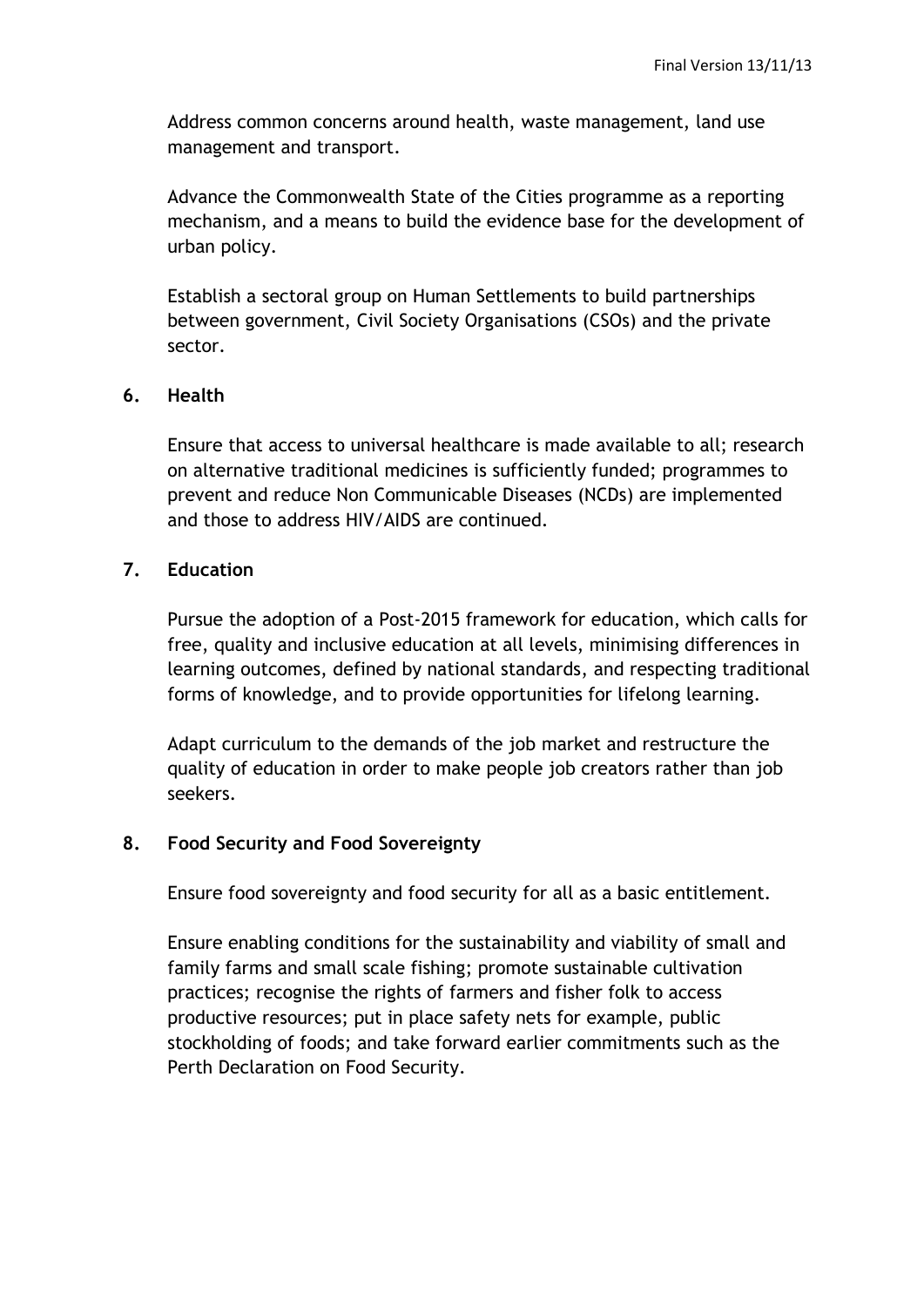Address common concerns around health, waste management, land use management and transport.

Advance the Commonwealth State of the Cities programme as a reporting mechanism, and a means to build the evidence base for the development of urban policy.

Establish a sectoral group on Human Settlements to build partnerships between government, Civil Society Organisations (CSOs) and the private sector.

## 6. Health

Ensure that access to universal healthcare is made available to all; research on alternative traditional medicines is sufficiently funded; programmes to prevent and reduce Non Communicable Diseases (NCDs) are implemented and those to address HIV/AIDS are continued.

## 7. Education

Pursue the adoption of a Post-2015 framework for education, which calls for free, quality and inclusive education at all levels, minimising differences in learning outcomes, defined by national standards, and respecting traditional forms of knowledge, and to provide opportunities for lifelong learning.

Adapt curriculum to the demands of the job market and restructure the quality of education in order to make people job creators rather than job seekers.

## 8. Food Security and Food Sovereignty

Ensure food sovereignty and food security for all as a basic entitlement.

Ensure enabling conditions for the sustainability and viability of small and family farms and small scale fishing; promote sustainable cultivation practices; recognise the rights of farmers and fisher folk to access productive resources; put in place safety nets for example, public stockholding of foods; and take forward earlier commitments such as the Perth Declaration on Food Security.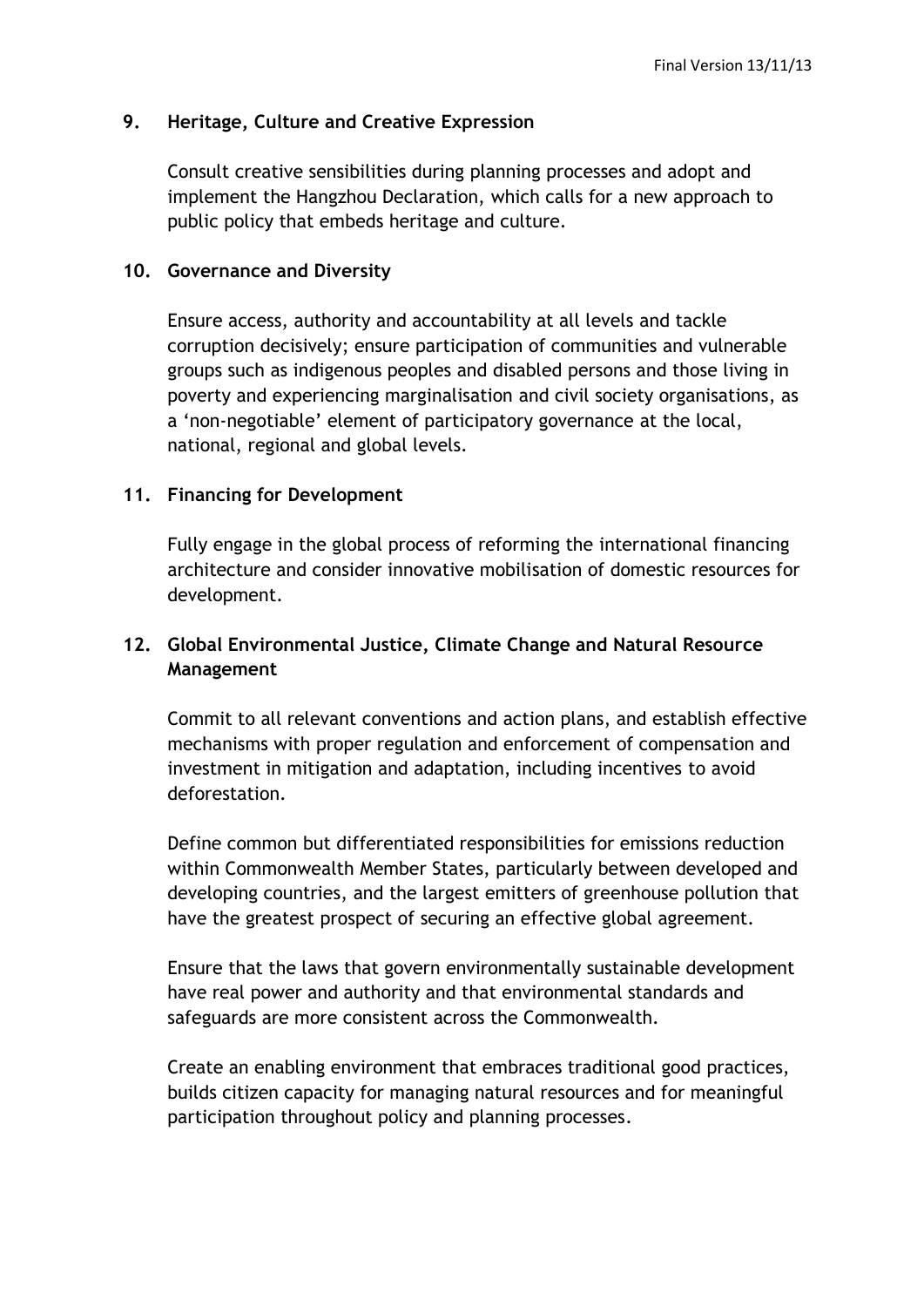## 9. Heritage, Culture and Creative Expression

Consult creative sensibilities during planning processes and adopt and implement the Hangzhou Declaration, which calls for a new approach to public policy that embeds heritage and culture.

## 10. Governance and Diversity

Ensure access, authority and accountability at all levels and tackle corruption decisively; ensure participation of communities and vulnerable groups such as indigenous peoples and disabled persons and those living in poverty and experiencing marginalisation and civil society organisations, as a 'non-negotiable' element of participatory governance at the local, national, regional and global levels.

## 11. Financing for Development

Fully engage in the global process of reforming the international financing architecture and consider innovative mobilisation of domestic resources for development.

## 12. Global Environmental Justice, Climate Change and Natural Resource Management

Commit to all relevant conventions and action plans, and establish effective mechanisms with proper regulation and enforcement of compensation and investment in mitigation and adaptation, including incentives to avoid deforestation.

Define common but differentiated responsibilities for emissions reduction within Commonwealth Member States, particularly between developed and developing countries, and the largest emitters of greenhouse pollution that have the greatest prospect of securing an effective global agreement.

Ensure that the laws that govern environmentally sustainable development have real power and authority and that environmental standards and safeguards are more consistent across the Commonwealth.

Create an enabling environment that embraces traditional good practices, builds citizen capacity for managing natural resources and for meaningful participation throughout policy and planning processes.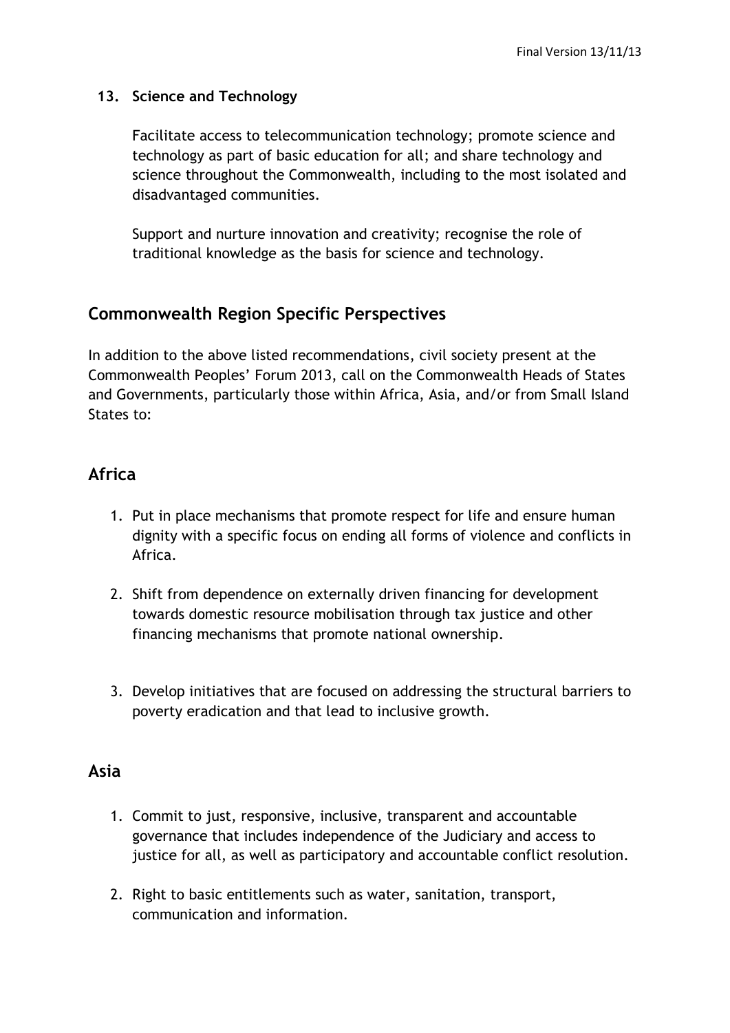**13. Science and Technology**

Facilitate access to telecommunication technology; promote science and technology as part of basic education for all; and share technology and science throughout the Commonwealth, including to the most isolated and disadvantaged communities.

Support and nurture innovation and creativity; recognise the role of traditional knowledge as the basis for science and technology.

## Commonwealth Region Specific Perspectives

In addition to the above listed recommendations, civil society present at the Commonwealth Peoples' Forum 2013, call on the Commonwealth Heads of States and Governments, particularly those within Africa, Asia, and/or from Small Island States to:

## Africa

1. Put in place mechanisms that promote respect for life and ensure human dignity with a specific focus on ending all forms of violence and conflicts in Africa.
2. Shift from dependence on externally driven financing for development towards domestic resource mobilisation through tax justice and other financing mechanisms that promote national ownership.
3. Develop initiatives that are focused on addressing the structural barriers to poverty eradication and that lead to inclusive growth.

## Asia

1. Commit to just, responsive, inclusive, transparent and accountable governance that includes independence of the Judiciary and access to justice for all, as well as participatory and accountable conflict resolution.
2. Right to basic entitlements such as water, sanitation, transport, communication and information.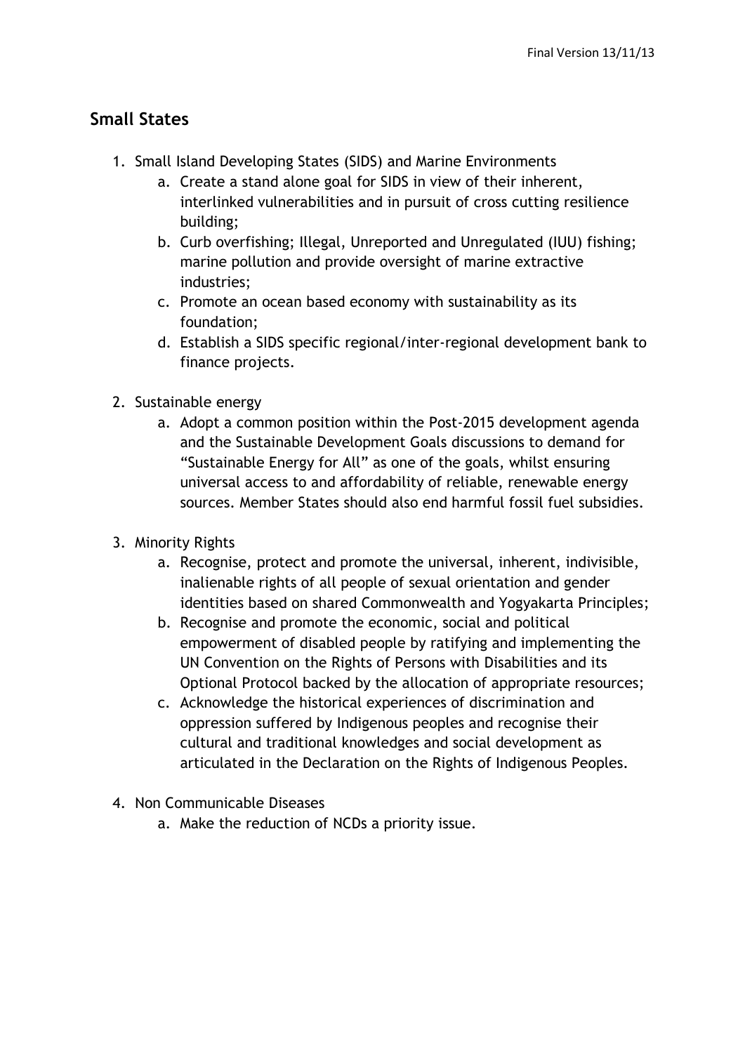## Small States

1. Small Island Developing States (SIDS) and Marine Environments
    a. Create a stand alone goal for SIDS in view of their inherent, interlinked vulnerabilities and in pursuit of cross cutting resilience building;
    b. Curb overfishing; Illegal, Unreported and Unregulated (IUU) fishing; marine pollution and provide oversight of marine extractive industries;
    c. Promote an ocean based economy with sustainability as its foundation;
    d. Establish a SIDS specific regional/inter-regional development bank to finance projects.

2. Sustainable energy
    a. Adopt a common position within the Post-2015 development agenda and the Sustainable Development Goals discussions to demand for "Sustainable Energy for All" as one of the goals, whilst ensuring universal access to and affordability of reliable, renewable energy sources. Member States should also end harmful fossil fuel subsidies.

3. Minority Rights
    a. Recognise, protect and promote the universal, inherent, indivisible, inalienable rights of all people of sexual orientation and gender identities based on shared Commonwealth and Yogyakarta Principles;
    b. Recognise and promote the economic, social and political empowerment of disabled people by ratifying and implementing the UN Convention on the Rights of Persons with Disabilities and its Optional Protocol backed by the allocation of appropriate resources;
    c. Acknowledge the historical experiences of discrimination and oppression suffered by Indigenous peoples and recognise their cultural and traditional knowledges and social development as articulated in the Declaration on the Rights of Indigenous Peoples.

4. Non Communicable Diseases
    a. Make the reduction of NCDs a priority issue.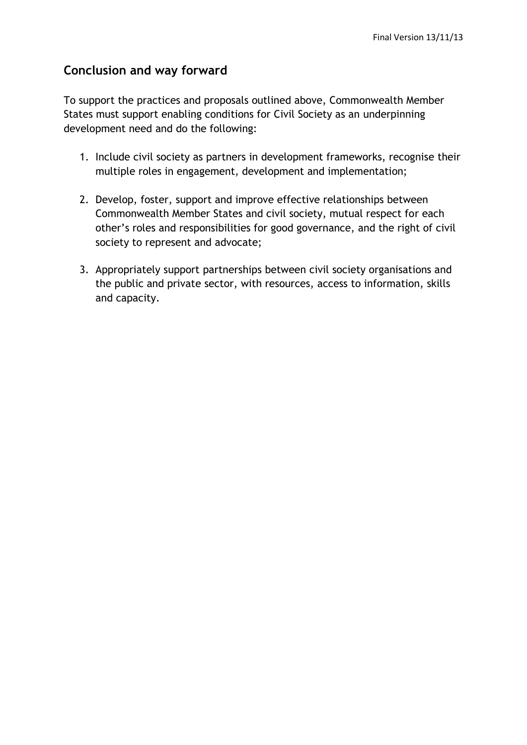## Conclusion and way forward

To support the practices and proposals outlined above, Commonwealth Member States must support enabling conditions for Civil Society as an underpinning development need and do the following:

1. Include civil society as partners in development frameworks, recognise their multiple roles in engagement, development and implementation;

2. Develop, foster, support and improve effective relationships between Commonwealth Member States and civil society, mutual respect for each other's roles and responsibilities for good governance, and the right of civil society to represent and advocate;

3. Appropriately support partnerships between civil society organisations and the public and private sector, with resources, access to information, skills and capacity.